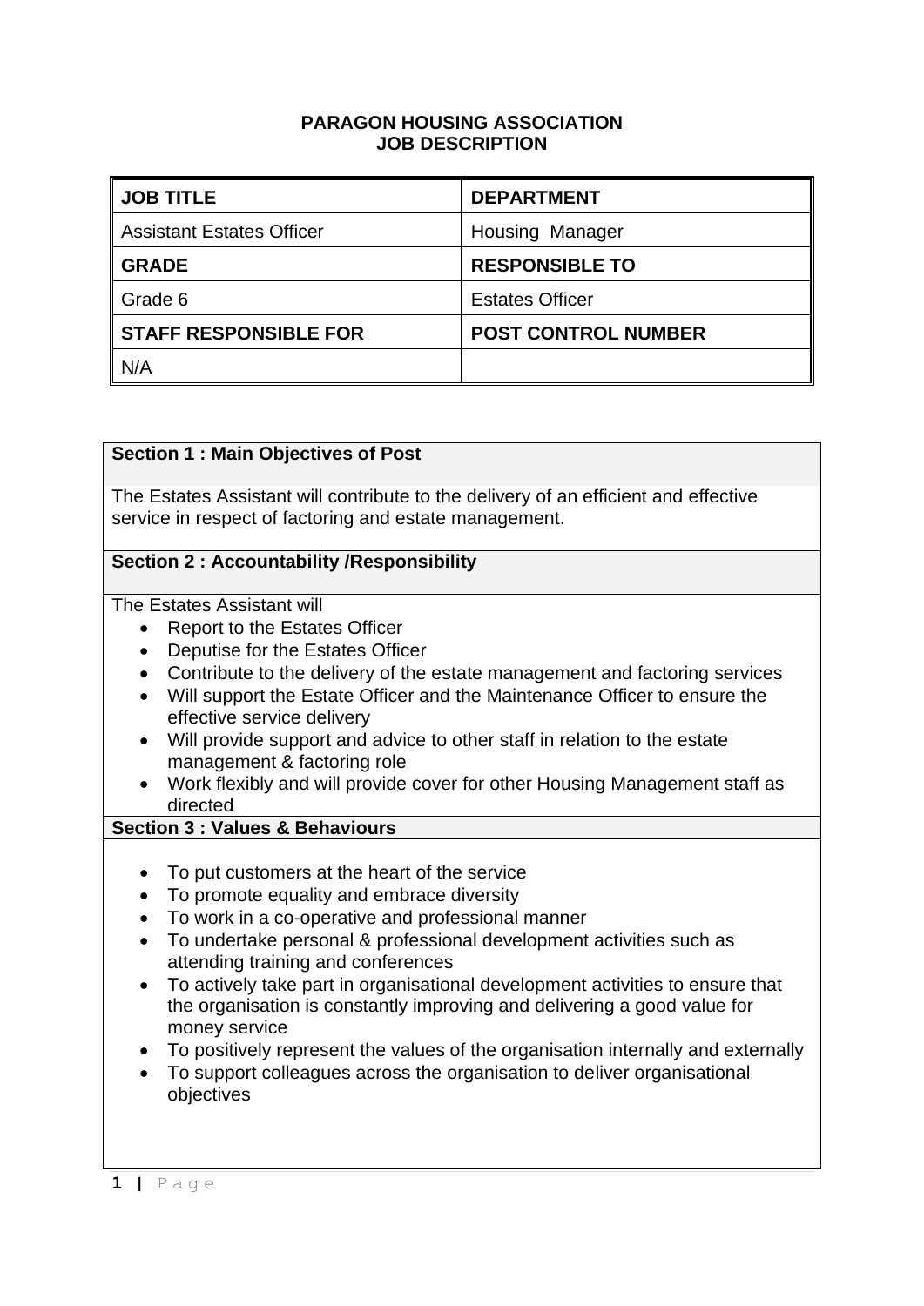**PARAGON HOUSING ASSOCIATION**
**JOB DESCRIPTION**

| | |
|---|---|
| **JOB TITLE** | **DEPARTMENT** |
| Assistant Estates Officer | Housing Manager |
| **GRADE** | **RESPONSIBLE TO** |
| Grade 6 | Estates Officer |
| **STAFF RESPONSIBLE FOR** | **POST CONTROL NUMBER** |
| N/A | |

**Section 1 : Main Objectives of Post**

The Estates Assistant will contribute to the delivery of an efficient and effective service in respect of factoring and estate management.

**Section 2 : Accountability /Responsibility**

The Estates Assistant will

- Report to the Estates Officer
- Deputise for the Estates Officer
- Contribute to the delivery of the estate management and factoring services
- Will support the Estate Officer and the Maintenance Officer to ensure the effective service delivery
- Will provide support and advice to other staff in relation to the estate management & factoring role
- Work flexibly and will provide cover for other Housing Management staff as directed

**Section 3 : Values & Behaviours**

- To put customers at the heart of the service
- To promote equality and embrace diversity
- To work in a co-operative and professional manner
- To undertake personal & professional development activities such as attending training and conferences
- To actively take part in organisational development activities to ensure that the organisation is constantly improving and delivering a good value for money service
- To positively represent the values of the organisation internally and externally
- To support colleagues across the organisation to deliver organisational objectives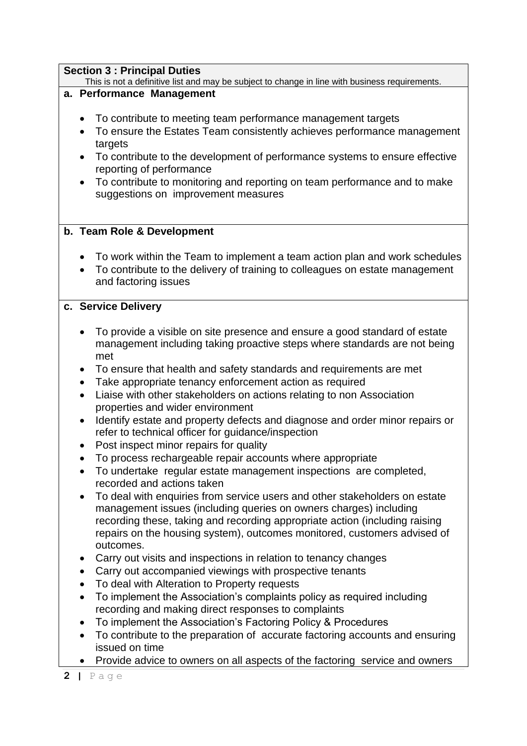**Section 3 : Principal Duties**

This is not a definitive list and may be subject to change in line with business requirements.

**a. Performance Management**

- To contribute to meeting team performance management targets
- To ensure the Estates Team consistently achieves performance management targets
- To contribute to the development of performance systems to ensure effective reporting of performance
- To contribute to monitoring and reporting on team performance and to make suggestions on improvement measures

**b. Team Role & Development**

- To work within the Team to implement a team action plan and work schedules
- To contribute to the delivery of training to colleagues on estate management and factoring issues

**c. Service Delivery**

- To provide a visible on site presence and ensure a good standard of estate management including taking proactive steps where standards are not being met
- To ensure that health and safety standards and requirements are met
- Take appropriate tenancy enforcement action as required
- Liaise with other stakeholders on actions relating to non Association properties and wider environment
- Identify estate and property defects and diagnose and order minor repairs or refer to technical officer for guidance/inspection
- Post inspect minor repairs for quality
- To process rechargeable repair accounts where appropriate
- To undertake regular estate management inspections are completed, recorded and actions taken
- To deal with enquiries from service users and other stakeholders on estate management issues (including queries on owners charges) including recording these, taking and recording appropriate action (including raising repairs on the housing system), outcomes monitored, customers advised of outcomes.
- Carry out visits and inspections in relation to tenancy changes
- Carry out accompanied viewings with prospective tenants
- To deal with Alteration to Property requests
- To implement the Association's complaints policy as required including recording and making direct responses to complaints
- To implement the Association's Factoring Policy & Procedures
- To contribute to the preparation of accurate factoring accounts and ensuring issued on time
- Provide advice to owners on all aspects of the factoring service and owners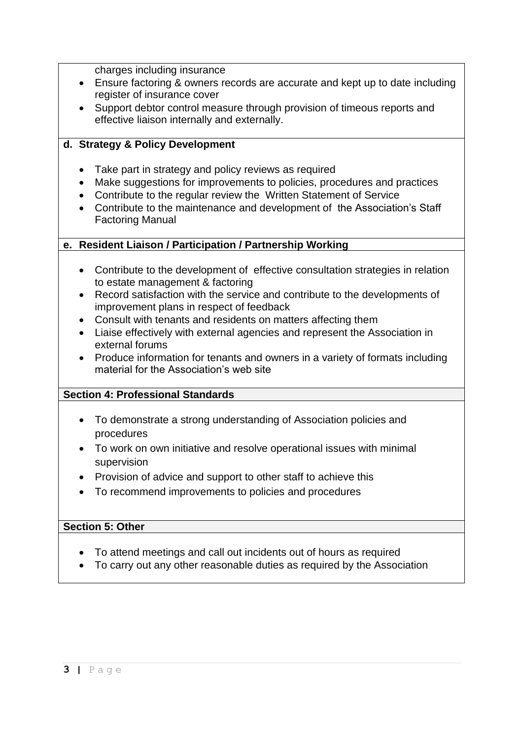charges including insurance

- Ensure factoring & owners records are accurate and kept up to date including register of insurance cover
- Support debtor control measure through provision of timeous reports and effective liaison internally and externally.

**d. Strategy & Policy Development**

- Take part in strategy and policy reviews as required
- Make suggestions for improvements to policies, procedures and practices
- Contribute to the regular review the Written Statement of Service
- Contribute to the maintenance and development of the Association's Staff Factoring Manual

**e. Resident Liaison / Participation / Partnership Working**

- Contribute to the development of effective consultation strategies in relation to estate management & factoring
- Record satisfaction with the service and contribute to the developments of improvement plans in respect of feedback
- Consult with tenants and residents on matters affecting them
- Liaise effectively with external agencies and represent the Association in external forums
- Produce information for tenants and owners in a variety of formats including material for the Association's web site

**Section 4: Professional Standards**

- To demonstrate a strong understanding of Association policies and procedures
- To work on own initiative and resolve operational issues with minimal supervision
- Provision of advice and support to other staff to achieve this
- To recommend improvements to policies and procedures

**Section 5: Other**

- To attend meetings and call out incidents out of hours as required
- To carry out any other reasonable duties as required by the Association